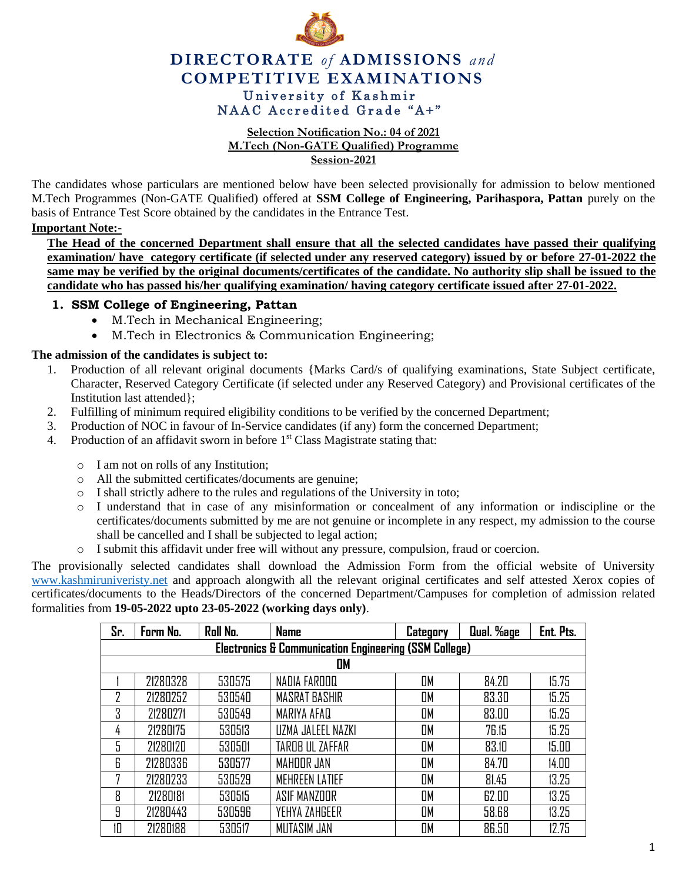# DIRECTORATE *of* ADMISSIONS *and* COMPETITIVE EXAMINATIONS

University of Kashmir

NAAC Accredited Grade "A+"

**Selection Notification No.: 04 of 2021**

**M.Tech (Non-GATE Qualified) Programme**

**Session-2021**

The candidates whose particulars are mentioned below have been selected provisionally for admission to below mentioned M.Tech Programmes (Non-GATE Qualified) offered at **SSM College of Engineering, Parihaspora, Pattan** purely on the basis of Entrance Test Score obtained by the candidates in the Entrance Test.

**Important Note:-**

**The Head of the concerned Department shall ensure that all the selected candidates have passed their qualifying examination/ have category certificate (if selected under any reserved category) issued by or before 27-01-2022 the same may be verified by the original documents/certificates of the candidate. No authority slip shall be issued to the candidate who has passed his/her qualifying examination/ having category certificate issued after 27-01-2022.**

## 1. SSM College of Engineering, Pattan

- M.Tech in Mechanical Engineering;
- M.Tech in Electronics & Communication Engineering;

**The admission of the candidates is subject to:**

1. Production of all relevant original documents {Marks Card/s of qualifying examinations, State Subject certificate, Character, Reserved Category Certificate (if selected under any Reserved Category) and Provisional certificates of the Institution last attended};
2. Fulfilling of minimum required eligibility conditions to be verified by the concerned Department;
3. Production of NOC in favour of In-Service candidates (if any) form the concerned Department;
4. Production of an affidavit sworn in before 1st Class Magistrate stating that:
   - I am not on rolls of any Institution;
   - All the submitted certificates/documents are genuine;
   - I shall strictly adhere to the rules and regulations of the University in toto;
   - I understand that in case of any misinformation or concealment of any information or indiscipline or the certificates/documents submitted by me are not genuine or incomplete in any respect, my admission to the course shall be cancelled and I shall be subjected to legal action;
   - I submit this affidavit under free will without any pressure, compulsion, fraud or coercion.

The provisionally selected candidates shall download the Admission Form from the official website of University www.kashmiruniveristy.net and approach alongwith all the relevant original certificates and self attested Xerox copies of certificates/documents to the Heads/Directors of the concerned Department/Campuses for completion of admission related formalities from **19-05-2022 upto 23-05-2022 (working days only)**.

| Sr. | Form No. | Roll No. | Name | Category | Qual. %age | Ent. Pts. |
|---|---|---|---|---|---|---|
| **Electronics & Communication Engineering (SSM College)** | | | | | | |
| **OM** | | | | | | |
| 1 | 21280328 | 530575 | NADIA FAROOQ | OM | 84.20 | 15.75 |
| 2 | 21280252 | 530540 | MASRAT BASHIR | OM | 83.30 | 15.25 |
| 3 | 21280271 | 530549 | MARIYA AFAQ | OM | 83.00 | 15.25 |
| 4 | 21280175 | 530513 | UZMA JALEEL NAZKI | OM | 76.15 | 15.25 |
| 5 | 21280120 | 530501 | TAROB UL ZAFFAR | OM | 83.10 | 15.00 |
| 6 | 21280336 | 530577 | MAHOOR JAN | OM | 84.70 | 14.00 |
| 7 | 21280233 | 530529 | MEHREEN LATIEF | OM | 81.45 | 13.25 |
| 8 | 21280181 | 530515 | ASIF MANZOOR | OM | 62.00 | 13.25 |
| 9 | 21280443 | 530596 | YEHYA ZAHGEER | OM | 58.68 | 13.25 |
| 10 | 21280188 | 530517 | MUTASIM JAN | OM | 86.50 | 12.75 |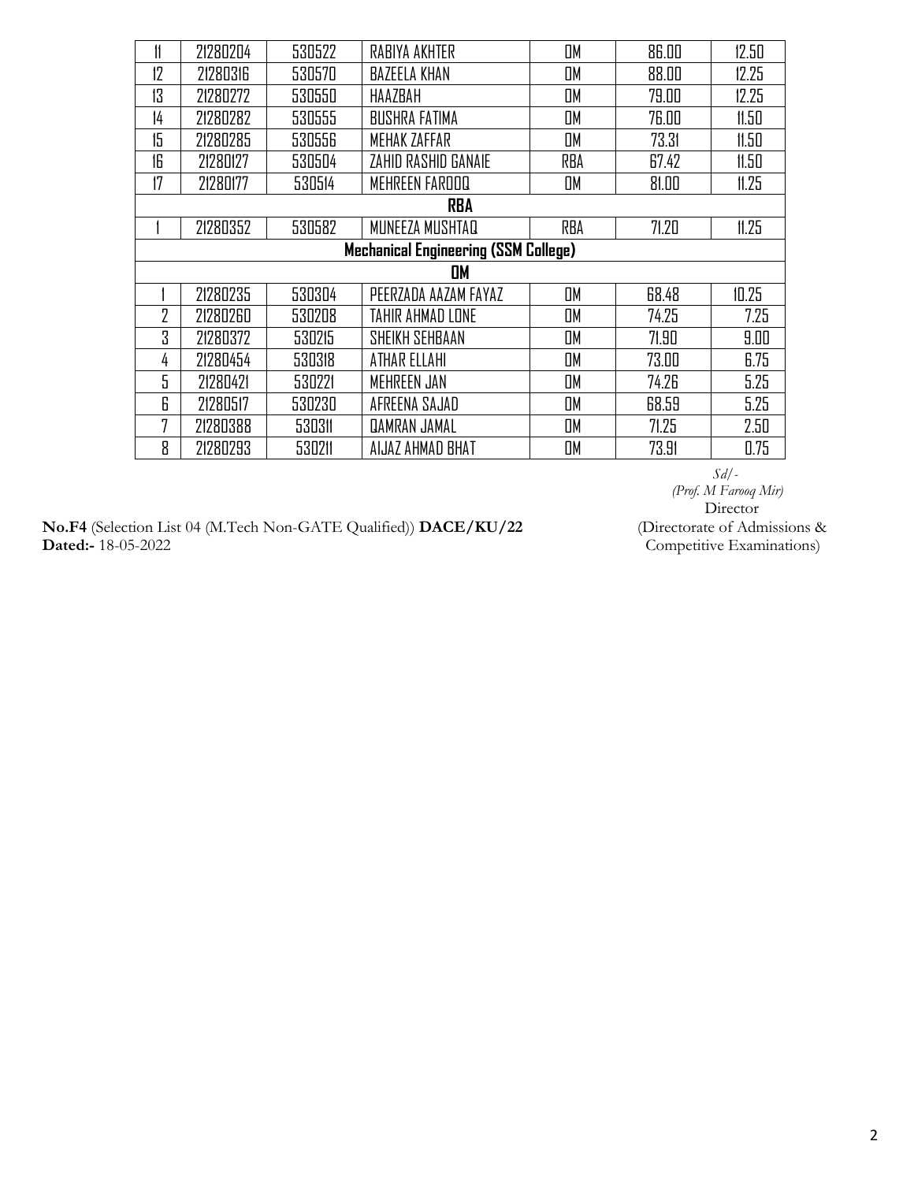| | | | | | | |
|---|---|---|---|---|---|---|
| 11 | 21280204 | 530522 | RABIYA AKHTER | OM | 86.00 | 12.50 |
| 12 | 21280316 | 530570 | BAZEELA KHAN | OM | 88.00 | 12.25 |
| 13 | 21280272 | 530550 | HAAZBAH | OM | 79.00 | 12.25 |
| 14 | 21280282 | 530555 | BUSHRA FATIMA | OM | 76.00 | 11.50 |
| 15 | 21280285 | 530556 | MEHAK ZAFFAR | OM | 73.31 | 11.50 |
| 16 | 21280127 | 530504 | ZAHID RASHID GANAIE | RBA | 67.42 | 11.50 |
| 17 | 21280177 | 530514 | MEHREEN FAROOQ | OM | 81.00 | 11.25 |
| **RBA** | | | | | | |
| 1 | 21280352 | 530582 | MUNEEZA MUSHTAQ | RBA | 71.20 | 11.25 |
| **Mechanical Engineering (SSM College)** | | | | | | |
| **OM** | | | | | | |
| 1 | 21280235 | 530304 | PEERZADA AAZAM FAYAZ | OM | 68.48 | 10.25 |
| 2 | 21280260 | 530208 | TAHIR AHMAD LONE | OM | 74.25 | 7.25 |
| 3 | 21280372 | 530215 | SHEIKH SEHBAAN | OM | 71.90 | 9.00 |
| 4 | 21280454 | 530318 | ATHAR ELLAHI | OM | 73.00 | 6.75 |
| 5 | 21280421 | 530221 | MEHREEN JAN | OM | 74.26 | 5.25 |
| 6 | 21280517 | 530230 | AFREENA SAJAD | OM | 68.59 | 5.25 |
| 7 | 21280388 | 530311 | QAMRAN JAMAL | OM | 71.25 | 2.50 |
| 8 | 21280293 | 530211 | AIJAZ AHMAD BHAT | OM | 73.91 | 0.75 |

*Sd/-*
*(Prof. M Farooq Mir)*
Director
(Directorate of Admissions & Competitive Examinations)

**No.F4** (Selection List 04 (M.Tech Non-GATE Qualified)) **DACE/KU/22**
**Dated:-** 18-05-2022